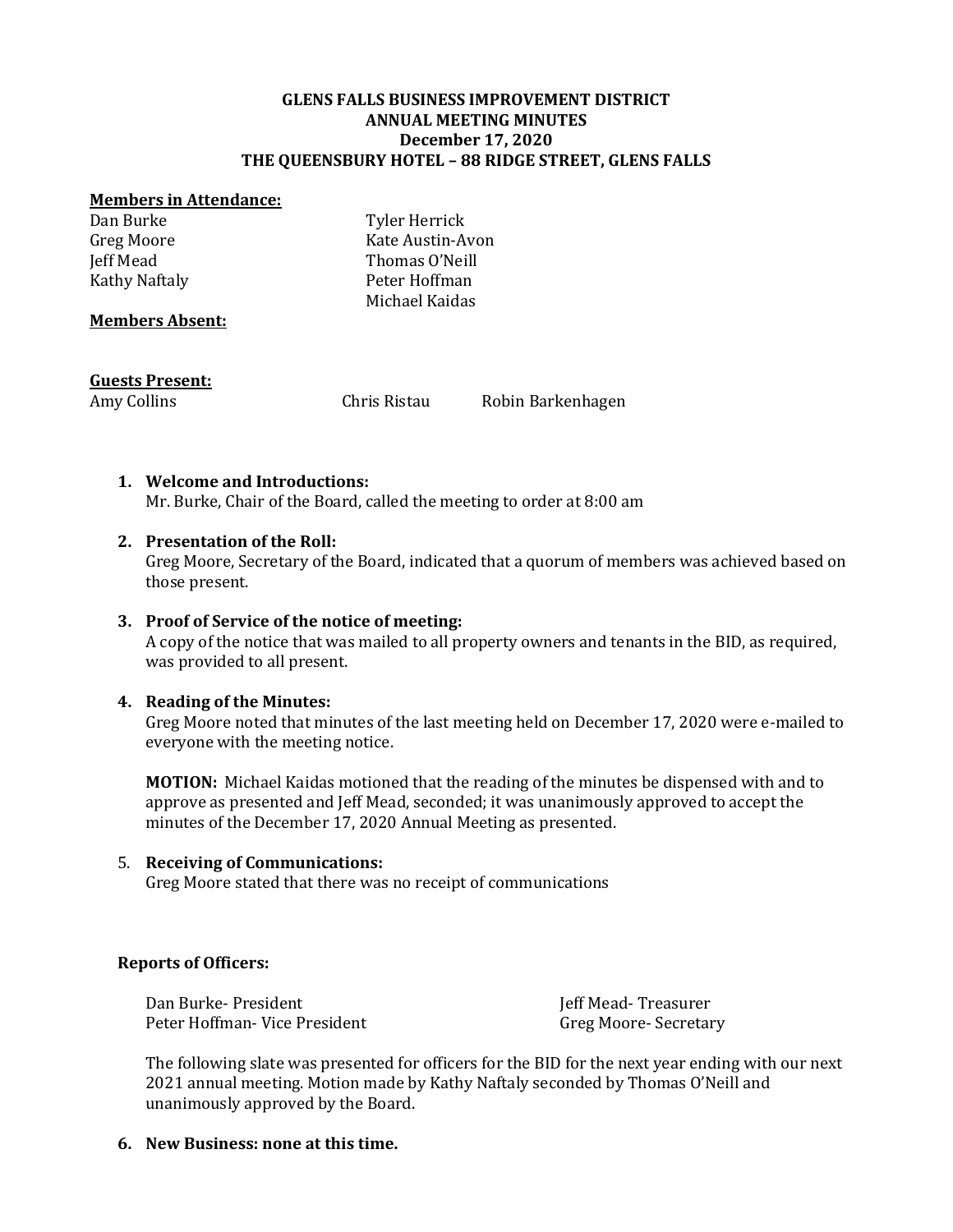**GLENS FALLS BUSINESS IMPROVEMENT DISTRICT**
**ANNUAL MEETING MINUTES**
**December 17, 2020**
**THE QUEENSBURY HOTEL – 88 RIDGE STREET, GLENS FALLS**

**Members in Attendance:**

Dan Burke
Greg Moore
Jeff Mead
Kathy Naftaly
Tyler Herrick
Kate Austin-Avon
Thomas O'Neill
Peter Hoffman
Michael Kaidas

**Members Absent:**

**Guests Present:**

Amy Collins
Chris Ristau
Robin Barkenhagen

1. **Welcome and Introductions:**
   Mr. Burke, Chair of the Board, called the meeting to order at 8:00 am

2. **Presentation of the Roll:**
   Greg Moore, Secretary of the Board, indicated that a quorum of members was achieved based on those present.

3. **Proof of Service of the notice of meeting:**
   A copy of the notice that was mailed to all property owners and tenants in the BID, as required, was provided to all present.

4. **Reading of the Minutes:**
   Greg Moore noted that minutes of the last meeting held on December 17, 2020 were e-mailed to everyone with the meeting notice.

   **MOTION:** Michael Kaidas motioned that the reading of the minutes be dispensed with and to approve as presented and Jeff Mead, seconded; it was unanimously approved to accept the minutes of the December 17, 2020 Annual Meeting as presented.

5. **Receiving of Communications:**
   Greg Moore stated that there was no receipt of communications

**Reports of Officers:**

Dan Burke- President
Peter Hoffman- Vice President
Jeff Mead- Treasurer
Greg Moore- Secretary

The following slate was presented for officers for the BID for the next year ending with our next 2021 annual meeting. Motion made by Kathy Naftaly seconded by Thomas O'Neill and unanimously approved by the Board.

6. **New Business: none at this time.**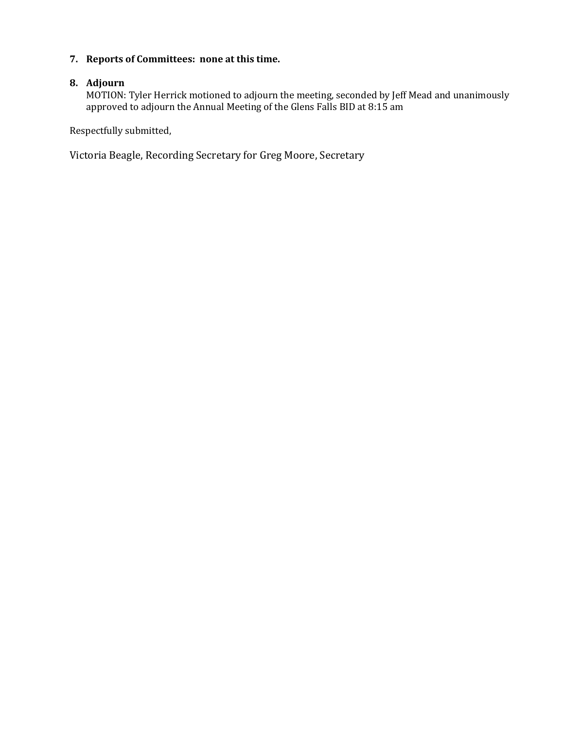7. **Reports of Committees: none at this time.**

8. **Adjourn**
   MOTION: Tyler Herrick motioned to adjourn the meeting, seconded by Jeff Mead and unanimously approved to adjourn the Annual Meeting of the Glens Falls BID at 8:15 am

Respectfully submitted,

Victoria Beagle, Recording Secretary for Greg Moore, Secretary